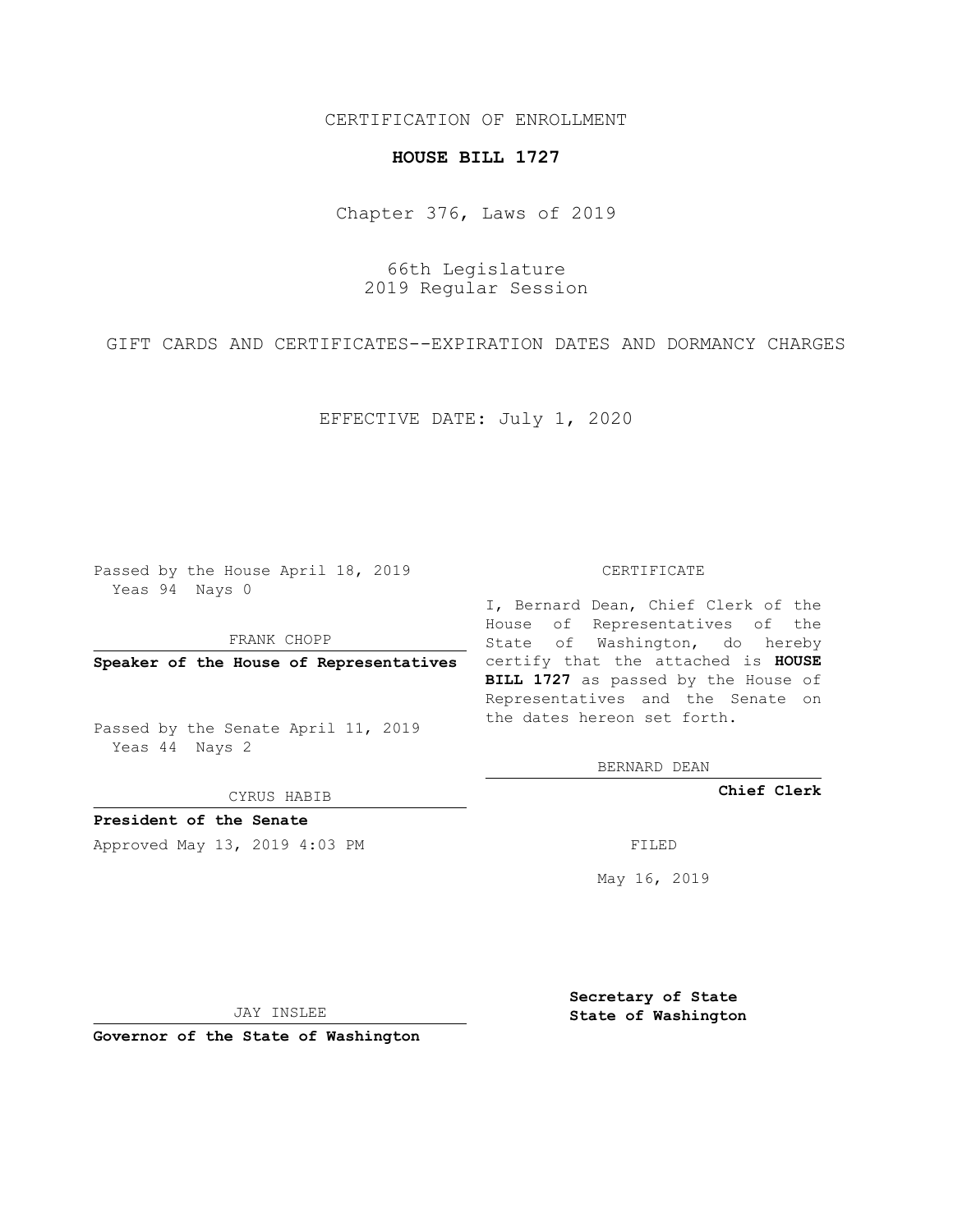CERTIFICATION OF ENROLLMENT

**HOUSE BILL 1727**

Chapter 376, Laws of 2019

66th Legislature
2019 Regular Session

GIFT CARDS AND CERTIFICATES--EXPIRATION DATES AND DORMANCY CHARGES

EFFECTIVE DATE: July 1, 2020

Passed by the House April 18, 2019
Yeas 94 Nays 0

FRANK CHOPP

**Speaker of the House of Representatives**

Passed by the Senate April 11, 2019
Yeas 44 Nays 2

CYRUS HABIB

**President of the Senate**

Approved May 13, 2019 4:03 PM

JAY INSLEE

**Governor of the State of Washington**

CERTIFICATE

I, Bernard Dean, Chief Clerk of the House of Representatives of the State of Washington, do hereby certify that the attached is **HOUSE BILL 1727** as passed by the House of Representatives and the Senate on the dates hereon set forth.

BERNARD DEAN

**Chief Clerk**

FILED

May 16, 2019

**Secretary of State**
**State of Washington**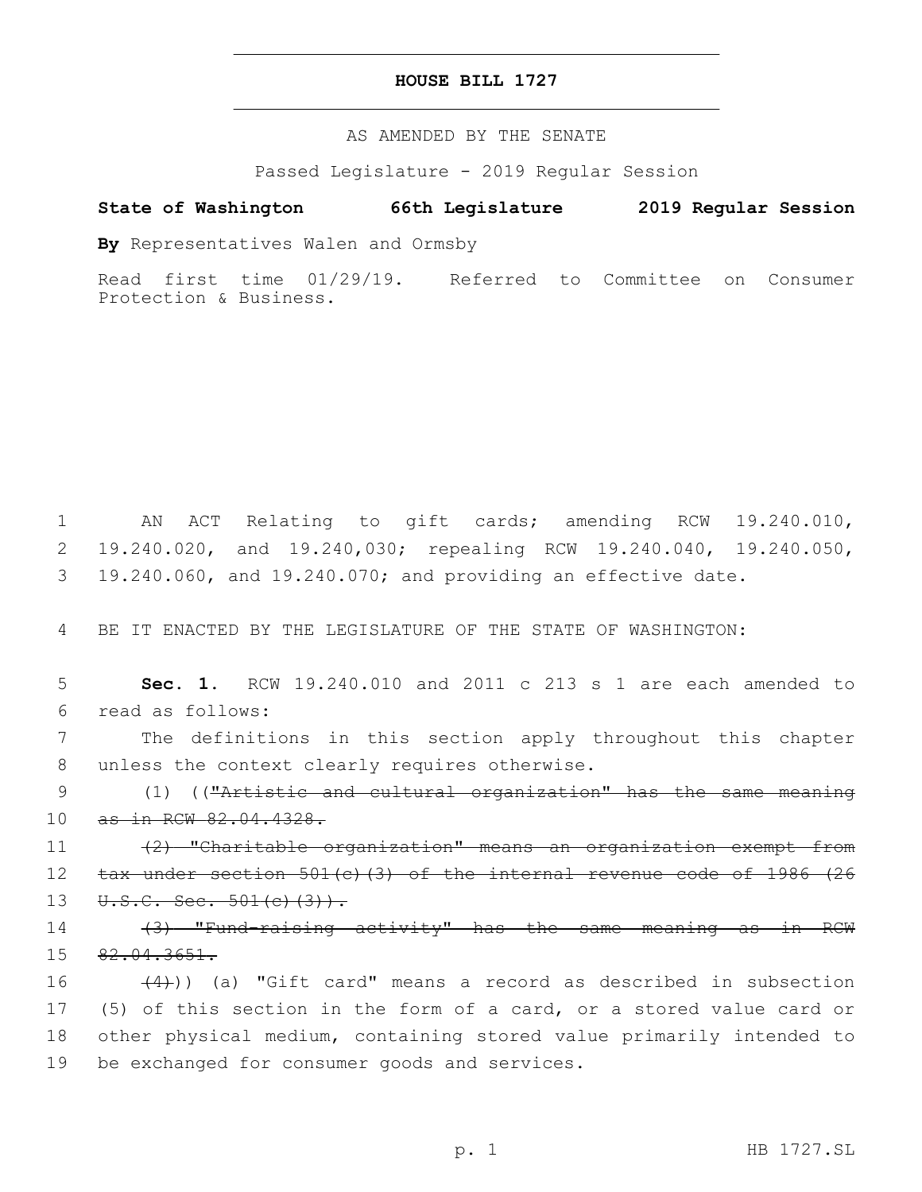**HOUSE BILL 1727**

AS AMENDED BY THE SENATE

Passed Legislature - 2019 Regular Session

**State of Washington 66th Legislature 2019 Regular Session**

**By** Representatives Walen and Ormsby

Read first time 01/29/19. Referred to Committee on Consumer Protection & Business.

AN ACT Relating to gift cards; amending RCW 19.240.010, 19.240.020, and 19.240,030; repealing RCW 19.240.040, 19.240.050, 19.240.060, and 19.240.070; and providing an effective date.

BE IT ENACTED BY THE LEGISLATURE OF THE STATE OF WASHINGTON:

**Sec. 1.** RCW 19.240.010 and 2011 c 213 s 1 are each amended to read as follows:

The definitions in this section apply throughout this chapter unless the context clearly requires otherwise.

(1) ((~~"Artistic and cultural organization" has the same meaning as in RCW 82.04.4328.~~

~~(2) "Charitable organization" means an organization exempt from tax under section 501(c)(3) of the internal revenue code of 1986 (26 U.S.C. Sec. 501(c)(3)).~~

~~(3) "Fund-raising activity" has the same meaning as in RCW 82.04.3651.~~

~~(4)~~)) (a) "Gift card" means a record as described in subsection (5) of this section in the form of a card, or a stored value card or other physical medium, containing stored value primarily intended to be exchanged for consumer goods and services.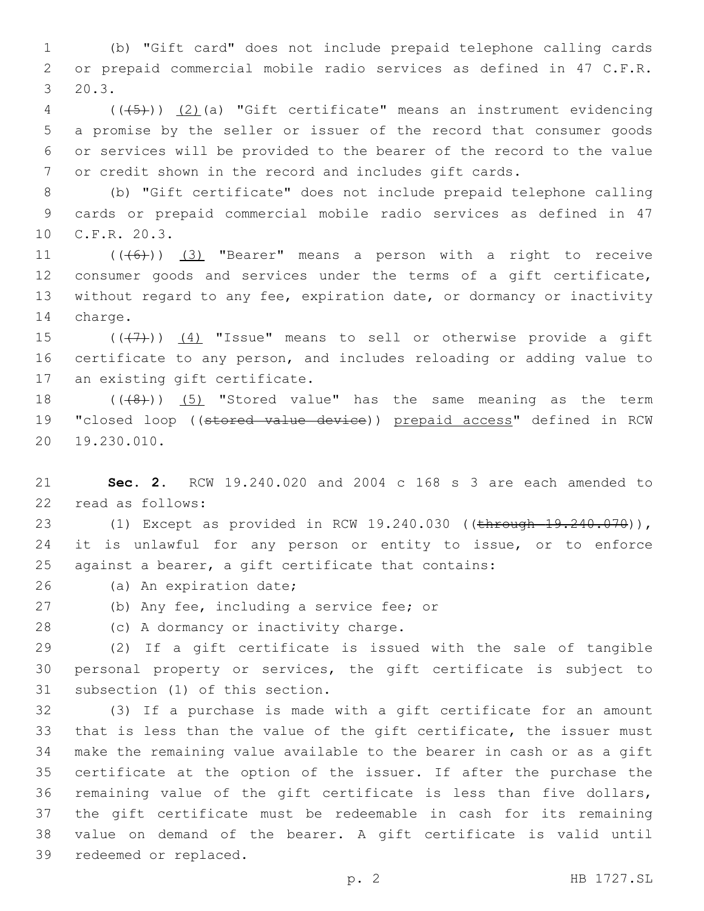(b) "Gift card" does not include prepaid telephone calling cards or prepaid commercial mobile radio services as defined in 47 C.F.R. 20.3.

(((5))) (2)(a) "Gift certificate" means an instrument evidencing a promise by the seller or issuer of the record that consumer goods or services will be provided to the bearer of the record to the value or credit shown in the record and includes gift cards.

(b) "Gift certificate" does not include prepaid telephone calling cards or prepaid commercial mobile radio services as defined in 47 C.F.R. 20.3.

(((6))) (3) "Bearer" means a person with a right to receive consumer goods and services under the terms of a gift certificate, without regard to any fee, expiration date, or dormancy or inactivity charge.

(((7))) (4) "Issue" means to sell or otherwise provide a gift certificate to any person, and includes reloading or adding value to an existing gift certificate.

(((8))) (5) "Stored value" has the same meaning as the term "closed loop ((~~stored value device~~)) prepaid access" defined in RCW 19.230.010.

**Sec. 2.** RCW 19.240.020 and 2004 c 168 s 3 are each amended to read as follows:

(1) Except as provided in RCW 19.240.030 ((~~through 19.240.070~~)), it is unlawful for any person or entity to issue, or to enforce against a bearer, a gift certificate that contains:

(a) An expiration date;

(b) Any fee, including a service fee; or

(c) A dormancy or inactivity charge.

(2) If a gift certificate is issued with the sale of tangible personal property or services, the gift certificate is subject to subsection (1) of this section.

(3) If a purchase is made with a gift certificate for an amount that is less than the value of the gift certificate, the issuer must make the remaining value available to the bearer in cash or as a gift certificate at the option of the issuer. If after the purchase the remaining value of the gift certificate is less than five dollars, the gift certificate must be redeemable in cash for its remaining value on demand of the bearer. A gift certificate is valid until redeemed or replaced.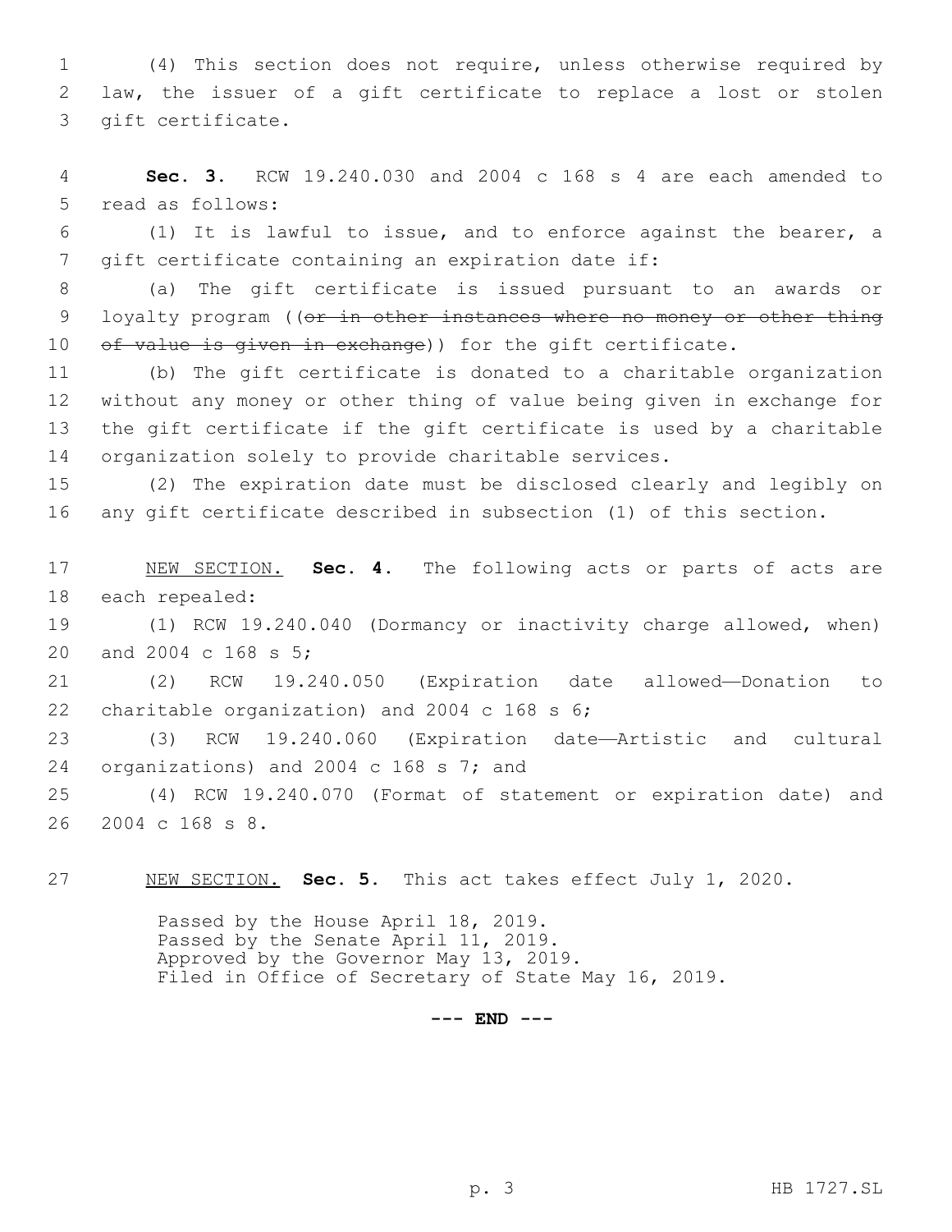(4) This section does not require, unless otherwise required by law, the issuer of a gift certificate to replace a lost or stolen gift certificate.

**Sec. 3.** RCW 19.240.030 and 2004 c 168 s 4 are each amended to read as follows:

(1) It is lawful to issue, and to enforce against the bearer, a gift certificate containing an expiration date if:

(a) The gift certificate is issued pursuant to an awards or loyalty program ((~~or in other instances where no money or other thing of value is given in exchange~~)) for the gift certificate.

(b) The gift certificate is donated to a charitable organization without any money or other thing of value being given in exchange for the gift certificate if the gift certificate is used by a charitable organization solely to provide charitable services.

(2) The expiration date must be disclosed clearly and legibly on any gift certificate described in subsection (1) of this section.

NEW SECTION. **Sec. 4.** The following acts or parts of acts are each repealed:

(1) RCW 19.240.040 (Dormancy or inactivity charge allowed, when) and 2004 c 168 s 5;

(2) RCW 19.240.050 (Expiration date allowed—Donation to charitable organization) and 2004 c 168 s 6;

(3) RCW 19.240.060 (Expiration date—Artistic and cultural organizations) and 2004 c 168 s 7; and

(4) RCW 19.240.070 (Format of statement or expiration date) and 2004 c 168 s 8.

NEW SECTION. **Sec. 5.** This act takes effect July 1, 2020.

Passed by the House April 18, 2019.
Passed by the Senate April 11, 2019.
Approved by the Governor May 13, 2019.
Filed in Office of Secretary of State May 16, 2019.

**--- END ---**